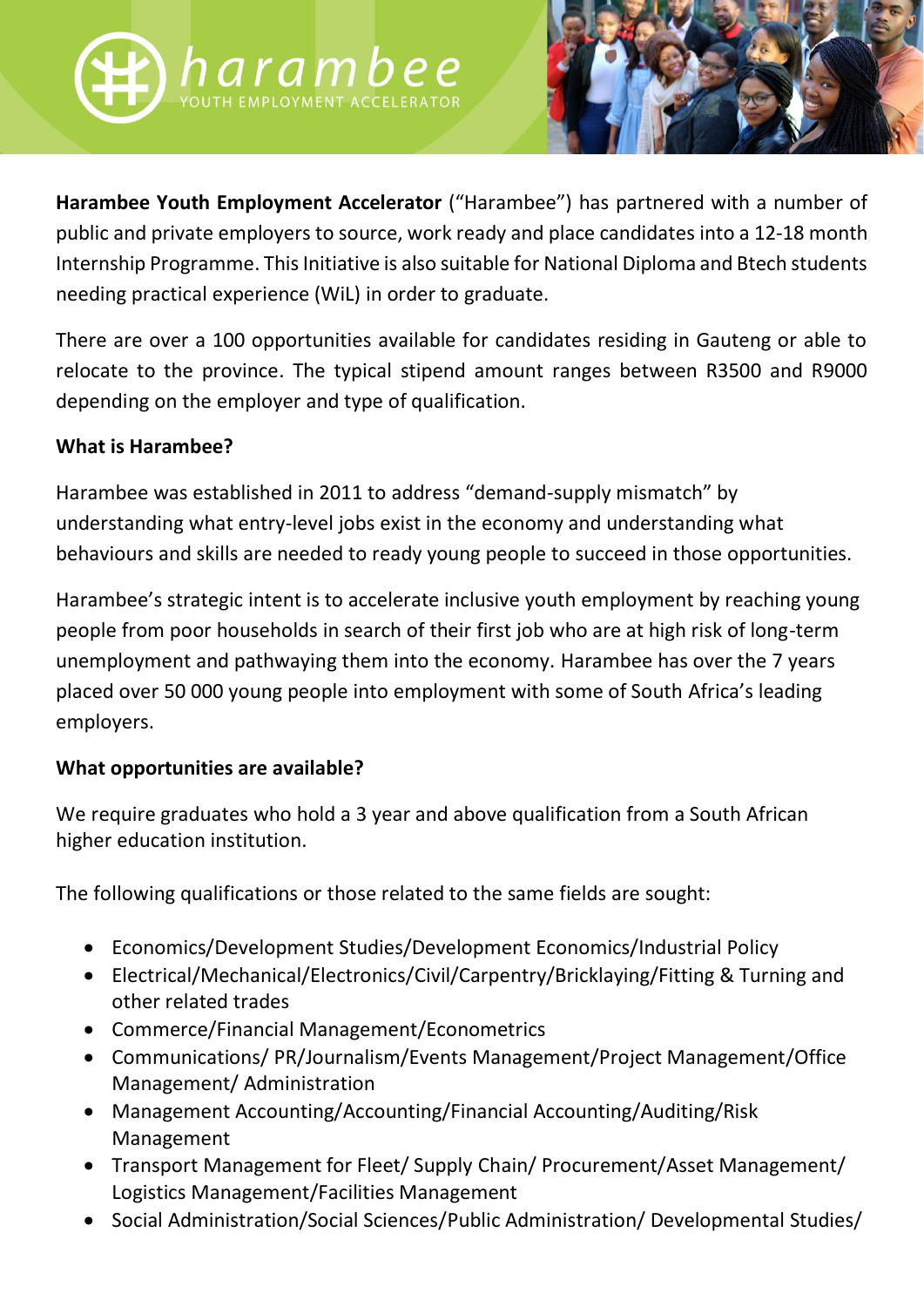harambee
YOUTH EMPLOYMENT ACCELERATOR

**Harambee Youth Employment Accelerator** ("Harambee") has partnered with a number of public and private employers to source, work ready and place candidates into a 12-18 month Internship Programme. This Initiative is also suitable for National Diploma and Btech students needing practical experience (WiL) in order to graduate.

There are over a 100 opportunities available for candidates residing in Gauteng or able to relocate to the province. The typical stipend amount ranges between R3500 and R9000 depending on the employer and type of qualification.

**What is Harambee?**

Harambee was established in 2011 to address "demand-supply mismatch" by understanding what entry-level jobs exist in the economy and understanding what behaviours and skills are needed to ready young people to succeed in those opportunities.

Harambee's strategic intent is to accelerate inclusive youth employment by reaching young people from poor households in search of their first job who are at high risk of long-term unemployment and pathwaying them into the economy. Harambee has over the 7 years placed over 50 000 young people into employment with some of South Africa's leading employers.

**What opportunities are available?**

We require graduates who hold a 3 year and above qualification from a South African higher education institution.

The following qualifications or those related to the same fields are sought:

- Economics/Development Studies/Development Economics/Industrial Policy
- Electrical/Mechanical/Electronics/Civil/Carpentry/Bricklaying/Fitting & Turning and other related trades
- Commerce/Financial Management/Econometrics
- Communications/ PR/Journalism/Events Management/Project Management/Office Management/ Administration
- Management Accounting/Accounting/Financial Accounting/Auditing/Risk Management
- Transport Management for Fleet/ Supply Chain/ Procurement/Asset Management/ Logistics Management/Facilities Management
- Social Administration/Social Sciences/Public Administration/ Developmental Studies/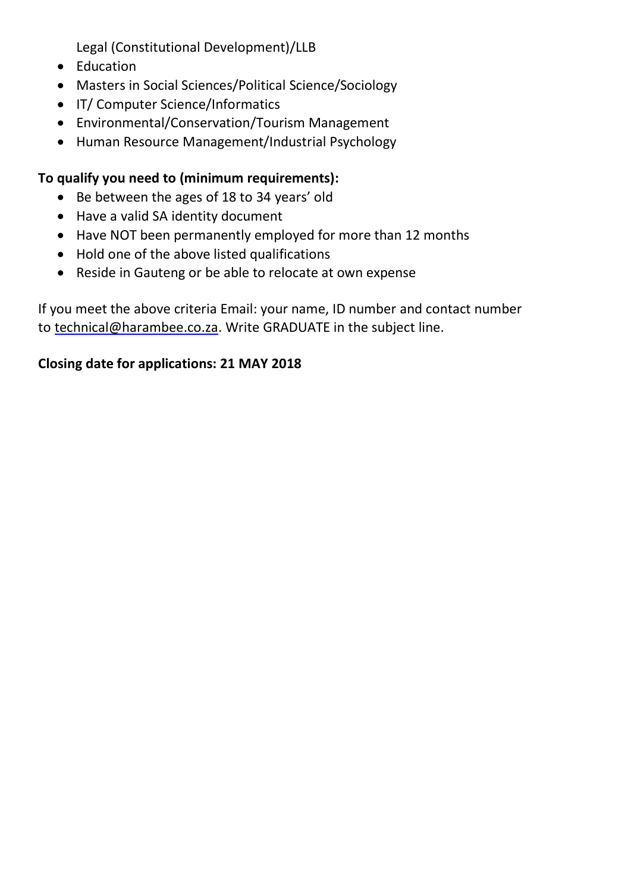Legal (Constitutional Development)/LLB

- Education
- Masters in Social Sciences/Political Science/Sociology
- IT/ Computer Science/Informatics
- Environmental/Conservation/Tourism Management
- Human Resource Management/Industrial Psychology

**To qualify you need to (minimum requirements):**

- Be between the ages of 18 to 34 years' old
- Have a valid SA identity document
- Have NOT been permanently employed for more than 12 months
- Hold one of the above listed qualifications
- Reside in Gauteng or be able to relocate at own expense

If you meet the above criteria Email: your name, ID number and contact number to technical@harambee.co.za. Write GRADUATE in the subject line.

**Closing date for applications: 21 MAY 2018**